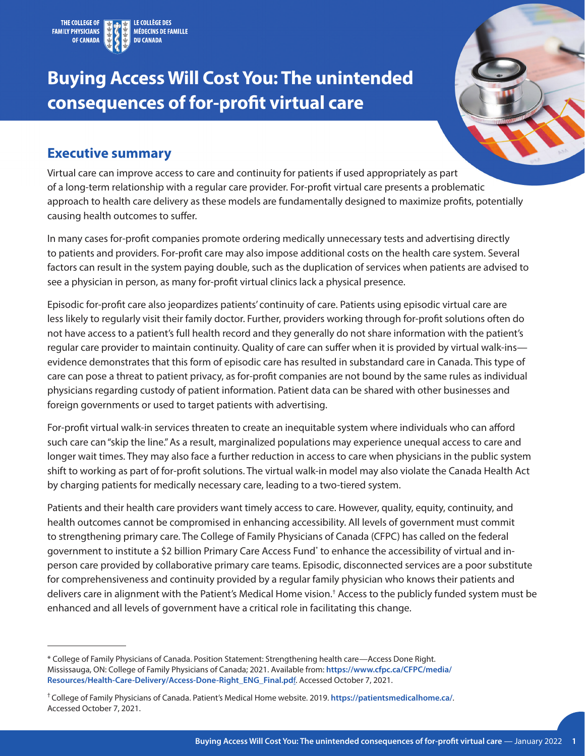THE COLLEGE OF FAMILY PHYSICIANS OF CANADA | LE COLLÈGE DES MÉDECINS DE FAMILLE DU CANADA

# Buying Access Will Cost You: The unintended consequences of for-profit virtual care

## Executive summary

Virtual care can improve access to care and continuity for patients if used appropriately as part of a long-term relationship with a regular care provider. For-profit virtual care presents a problematic approach to health care delivery as these models are fundamentally designed to maximize profits, potentially causing health outcomes to suffer.

In many cases for-profit companies promote ordering medically unnecessary tests and advertising directly to patients and providers. For-profit care may also impose additional costs on the health care system. Several factors can result in the system paying double, such as the duplication of services when patients are advised to see a physician in person, as many for-profit virtual clinics lack a physical presence.

Episodic for-profit care also jeopardizes patients' continuity of care. Patients using episodic virtual care are less likely to regularly visit their family doctor. Further, providers working through for-profit solutions often do not have access to a patient's full health record and they generally do not share information with the patient's regular care provider to maintain continuity. Quality of care can suffer when it is provided by virtual walk-ins—evidence demonstrates that this form of episodic care has resulted in substandard care in Canada. This type of care can pose a threat to patient privacy, as for-profit companies are not bound by the same rules as individual physicians regarding custody of patient information. Patient data can be shared with other businesses and foreign governments or used to target patients with advertising.

For-profit virtual walk-in services threaten to create an inequitable system where individuals who can afford such care can "skip the line." As a result, marginalized populations may experience unequal access to care and longer wait times. They may also face a further reduction in access to care when physicians in the public system shift to working as part of for-profit solutions. The virtual walk-in model may also violate the Canada Health Act by charging patients for medically necessary care, leading to a two-tiered system.

Patients and their health care providers want timely access to care. However, quality, equity, continuity, and health outcomes cannot be compromised in enhancing accessibility. All levels of government must commit to strengthening primary care. The College of Family Physicians of Canada (CFPC) has called on the federal government to institute a $2 billion Primary Care Access Fund[*] to enhance the accessibility of virtual and in-person care provided by collaborative primary care teams. Episodic, disconnected services are a poor substitute for comprehensiveness and continuity provided by a regular family physician who knows their patients and delivers care in alignment with the Patient's Medical Home vision.[†] Access to the publicly funded system must be enhanced and all levels of government have a critical role in facilitating this change.

---

[*] College of Family Physicians of Canada. Position Statement: Strengthening health care—Access Done Right. Mississauga, ON: College of Family Physicians of Canada; 2021. Available from: **https://www.cfpc.ca/CFPC/media/Resources/Health-Care-Delivery/Access-Done-Right_ENG_Final.pdf**. Accessed October 7, 2021.

[†] College of Family Physicians of Canada. Patient's Medical Home website. 2019. **https://patientsmedicalhome.ca/**. Accessed October 7, 2021.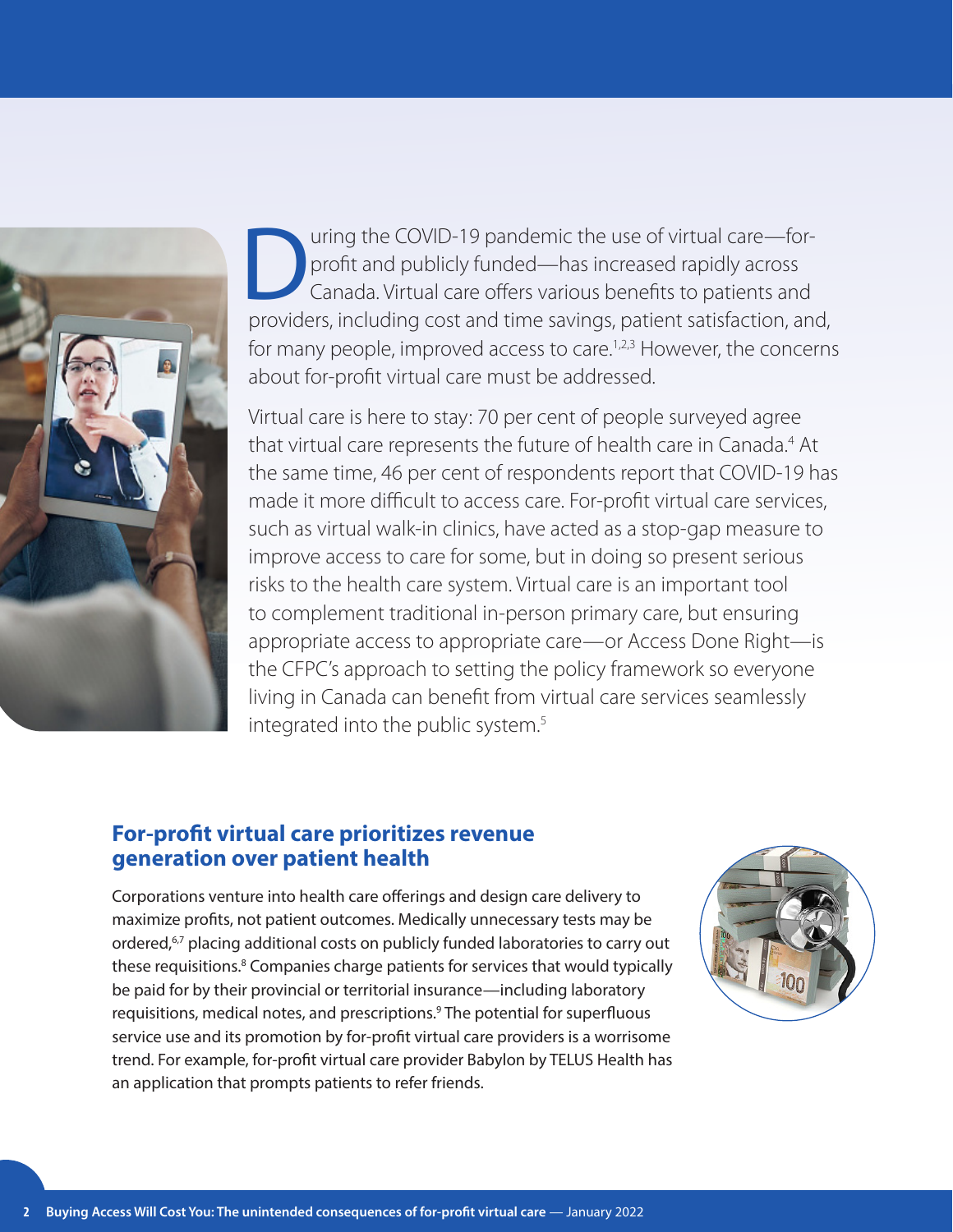During the COVID-19 pandemic the use of virtual care—for-profit and publicly funded—has increased rapidly across Canada. Virtual care offers various benefits to patients and providers, including cost and time savings, patient satisfaction, and, for many people, improved access to care.[1,2,3] However, the concerns about for-profit virtual care must be addressed.

Virtual care is here to stay: 70 per cent of people surveyed agree that virtual care represents the future of health care in Canada.[4] At the same time, 46 per cent of respondents report that COVID-19 has made it more difficult to access care. For-profit virtual care services, such as virtual walk-in clinics, have acted as a stop-gap measure to improve access to care for some, but in doing so present serious risks to the health care system. Virtual care is an important tool to complement traditional in-person primary care, but ensuring appropriate access to appropriate care—or Access Done Right—is the CFPC's approach to setting the policy framework so everyone living in Canada can benefit from virtual care services seamlessly integrated into the public system.[5]

## For-profit virtual care prioritizes revenue generation over patient health

Corporations venture into health care offerings and design care delivery to maximize profits, not patient outcomes. Medically unnecessary tests may be ordered,[6,7] placing additional costs on publicly funded laboratories to carry out these requisitions.[8] Companies charge patients for services that would typically be paid for by their provincial or territorial insurance—including laboratory requisitions, medical notes, and prescriptions.[9] The potential for superfluous service use and its promotion by for-profit virtual care providers is a worrisome trend. For example, for-profit virtual care provider Babylon by TELUS Health has an application that prompts patients to refer friends.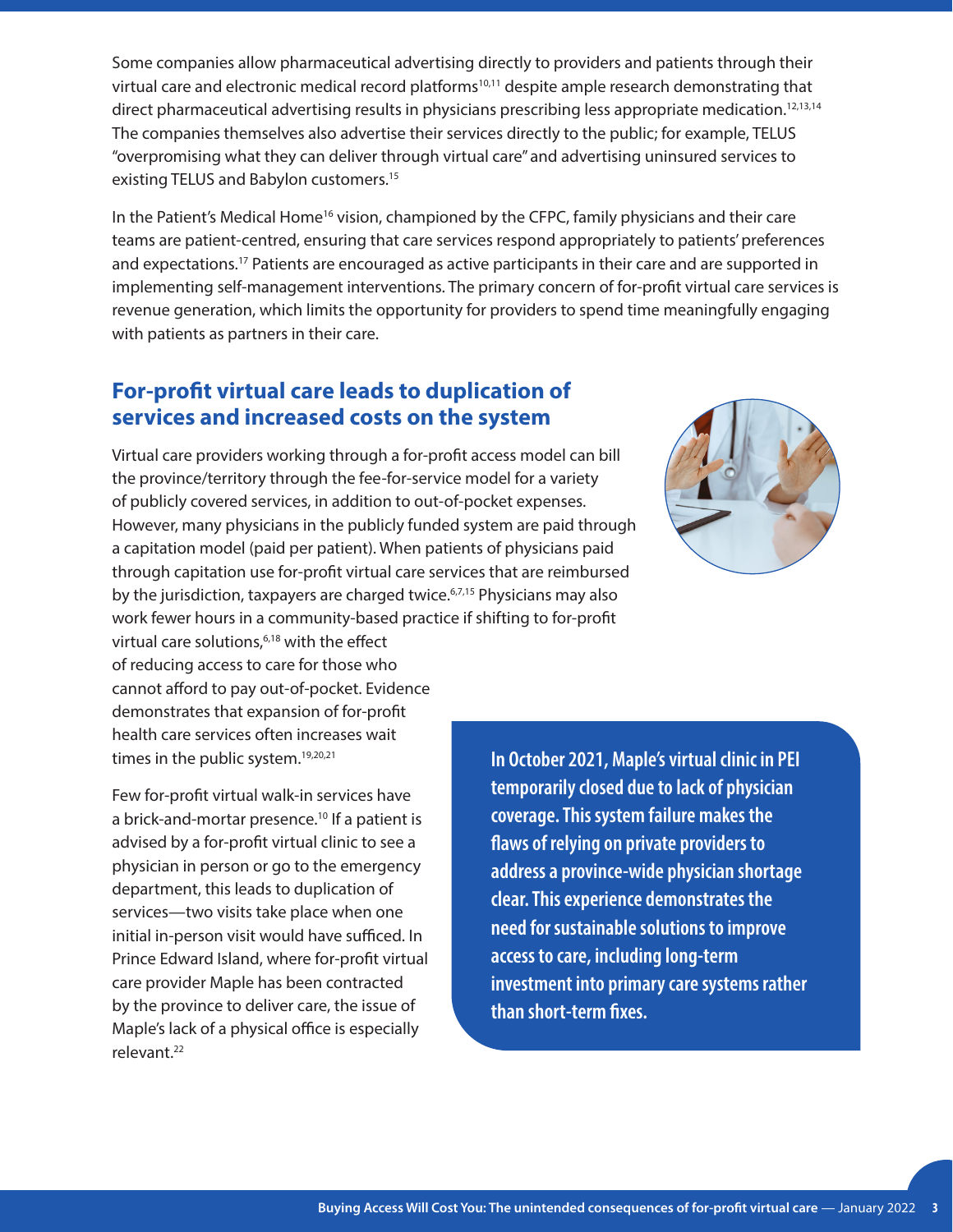Some companies allow pharmaceutical advertising directly to providers and patients through their virtual care and electronic medical record platforms[10,11] despite ample research demonstrating that direct pharmaceutical advertising results in physicians prescribing less appropriate medication.[12,13,14] The companies themselves also advertise their services directly to the public; for example, TELUS "overpromising what they can deliver through virtual care" and advertising uninsured services to existing TELUS and Babylon customers.[15]

In the Patient's Medical Home[16] vision, championed by the CFPC, family physicians and their care teams are patient-centred, ensuring that care services respond appropriately to patients' preferences and expectations.[17] Patients are encouraged as active participants in their care and are supported in implementing self-management interventions. The primary concern of for-profit virtual care services is revenue generation, which limits the opportunity for providers to spend time meaningfully engaging with patients as partners in their care.

## For-profit virtual care leads to duplication of services and increased costs on the system

Virtual care providers working through a for-profit access model can bill the province/territory through the fee-for-service model for a variety of publicly covered services, in addition to out-of-pocket expenses. However, many physicians in the publicly funded system are paid through a capitation model (paid per patient). When patients of physicians paid through capitation use for-profit virtual care services that are reimbursed by the jurisdiction, taxpayers are charged twice.[6,7,15] Physicians may also work fewer hours in a community-based practice if shifting to for-profit virtual care solutions,[6,18] with the effect of reducing access to care for those who cannot afford to pay out-of-pocket. Evidence demonstrates that expansion of for-profit health care services often increases wait times in the public system.[19,20,21]

Few for-profit virtual walk-in services have a brick-and-mortar presence.[10] If a patient is advised by a for-profit virtual clinic to see a physician in person or go to the emergency department, this leads to duplication of services—two visits take place when one initial in-person visit would have sufficed. In Prince Edward Island, where for-profit virtual care provider Maple has been contracted by the province to deliver care, the issue of Maple's lack of a physical office is especially relevant.[22]

**In October 2021, Maple's virtual clinic in PEI temporarily closed due to lack of physician coverage. This system failure makes the flaws of relying on private providers to address a province-wide physician shortage clear. This experience demonstrates the need for sustainable solutions to improve access to care, including long-term investment into primary care systems rather than short-term fixes.**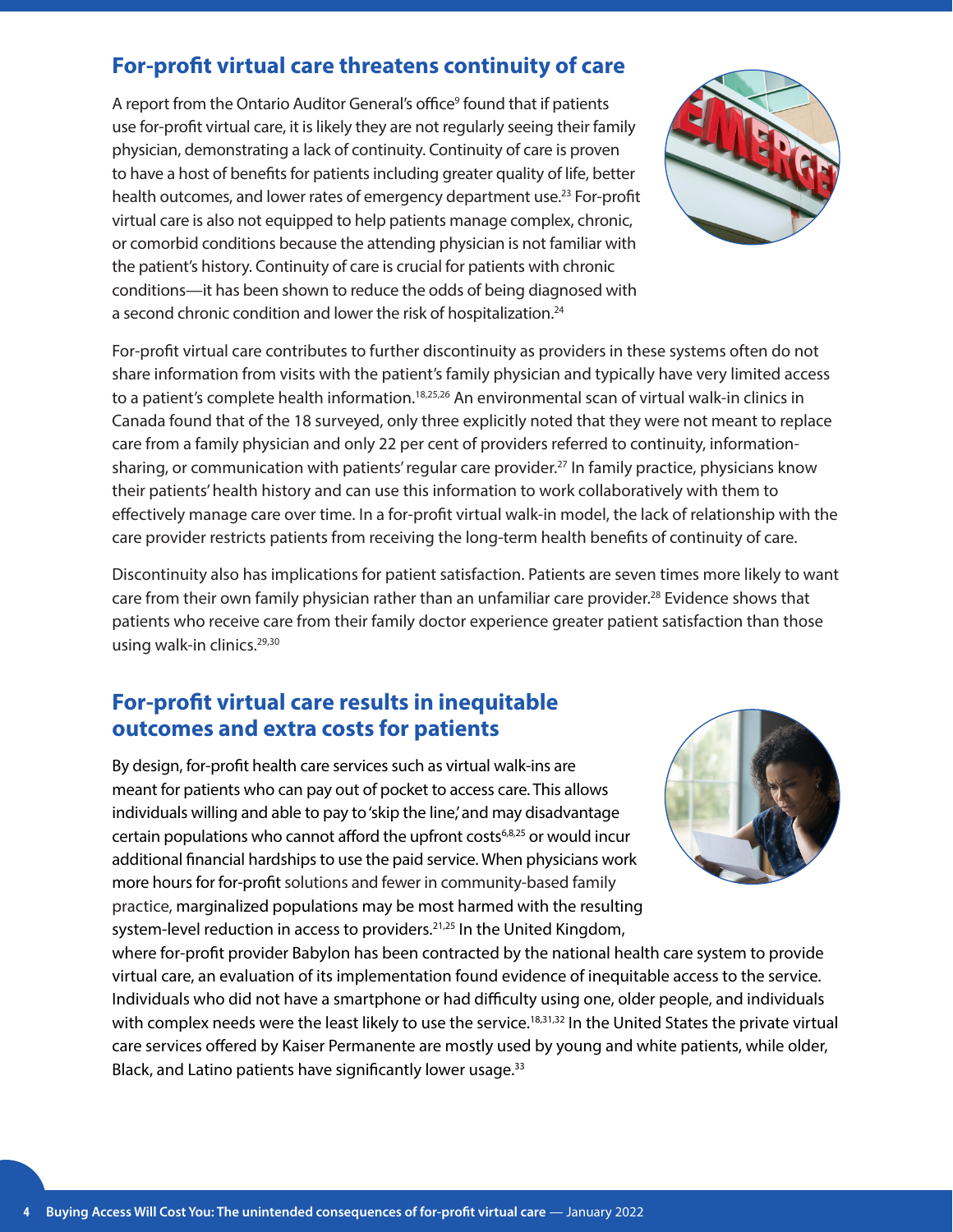## For-profit virtual care threatens continuity of care

A report from the Ontario Auditor General's office[9] found that if patients use for-profit virtual care, it is likely they are not regularly seeing their family physician, demonstrating a lack of continuity. Continuity of care is proven to have a host of benefits for patients including greater quality of life, better health outcomes, and lower rates of emergency department use.[23] For-profit virtual care is also not equipped to help patients manage complex, chronic, or comorbid conditions because the attending physician is not familiar with the patient's history. Continuity of care is crucial for patients with chronic conditions—it has been shown to reduce the odds of being diagnosed with a second chronic condition and lower the risk of hospitalization.[24]

For-profit virtual care contributes to further discontinuity as providers in these systems often do not share information from visits with the patient's family physician and typically have very limited access to a patient's complete health information.[18,25,26] An environmental scan of virtual walk-in clinics in Canada found that of the 18 surveyed, only three explicitly noted that they were not meant to replace care from a family physician and only 22 per cent of providers referred to continuity, information-sharing, or communication with patients' regular care provider.[27] In family practice, physicians know their patients' health history and can use this information to work collaboratively with them to effectively manage care over time. In a for-profit virtual walk-in model, the lack of relationship with the care provider restricts patients from receiving the long-term health benefits of continuity of care.

Discontinuity also has implications for patient satisfaction. Patients are seven times more likely to want care from their own family physician rather than an unfamiliar care provider.[28] Evidence shows that patients who receive care from their family doctor experience greater patient satisfaction than those using walk-in clinics.[29,30]

## For-profit virtual care results in inequitable outcomes and extra costs for patients

By design, for-profit health care services such as virtual walk-ins are meant for patients who can pay out of pocket to access care. This allows individuals willing and able to pay to 'skip the line,' and may disadvantage certain populations who cannot afford the upfront costs[6,8,25] or would incur additional financial hardships to use the paid service. When physicians work more hours for for-profit solutions and fewer in community-based family practice, marginalized populations may be most harmed with the resulting system-level reduction in access to providers.[21,25] In the United Kingdom, where for-profit provider Babylon has been contracted by the national health care system to provide virtual care, an evaluation of its implementation found evidence of inequitable access to the service. Individuals who did not have a smartphone or had difficulty using one, older people, and individuals with complex needs were the least likely to use the service.[18,31,32] In the United States the private virtual care services offered by Kaiser Permanente are mostly used by young and white patients, while older, Black, and Latino patients have significantly lower usage.[33]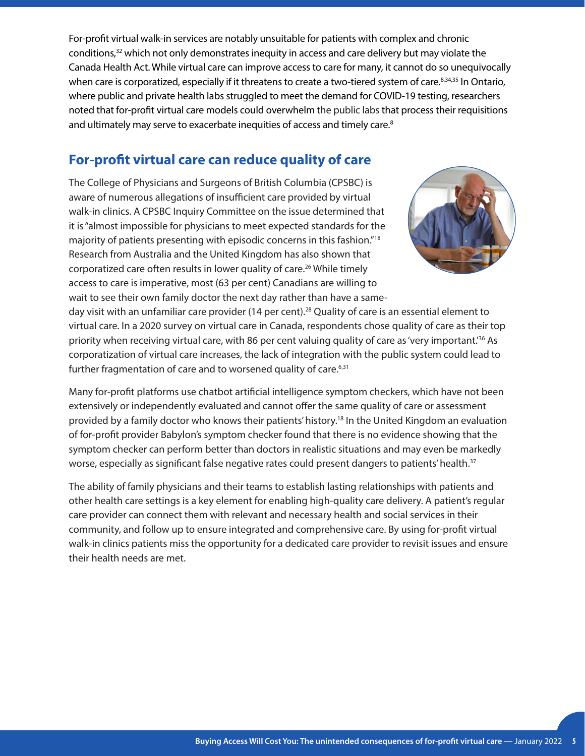For-profit virtual walk-in services are notably unsuitable for patients with complex and chronic conditions,[32] which not only demonstrates inequity in access and care delivery but may violate the Canada Health Act. While virtual care can improve access to care for many, it cannot do so unequivocally when care is corporatized, especially if it threatens to create a two-tiered system of care.[8,34,35] In Ontario, where public and private health labs struggled to meet the demand for COVID-19 testing, researchers noted that for-profit virtual care models could overwhelm the public labs that process their requisitions and ultimately may serve to exacerbate inequities of access and timely care.[8]

## For-profit virtual care can reduce quality of care

The College of Physicians and Surgeons of British Columbia (CPSBC) is aware of numerous allegations of insufficient care provided by virtual walk-in clinics. A CPSBC Inquiry Committee on the issue determined that it is "almost impossible for physicians to meet expected standards for the majority of patients presenting with episodic concerns in this fashion."[18] Research from Australia and the United Kingdom has also shown that corporatized care often results in lower quality of care.[26] While timely access to care is imperative, most (63 per cent) Canadians are willing to wait to see their own family doctor the next day rather than have a same-day visit with an unfamiliar care provider (14 per cent).[28] Quality of care is an essential element to virtual care. In a 2020 survey on virtual care in Canada, respondents chose quality of care as their top priority when receiving virtual care, with 86 per cent valuing quality of care as 'very important.'[36] As corporatization of virtual care increases, the lack of integration with the public system could lead to further fragmentation of care and to worsened quality of care.[6,31]

Many for-profit platforms use chatbot artificial intelligence symptom checkers, which have not been extensively or independently evaluated and cannot offer the same quality of care or assessment provided by a family doctor who knows their patients' history.[18] In the United Kingdom an evaluation of for-profit provider Babylon's symptom checker found that there is no evidence showing that the symptom checker can perform better than doctors in realistic situations and may even be markedly worse, especially as significant false negative rates could present dangers to patients' health.[37]

The ability of family physicians and their teams to establish lasting relationships with patients and other health care settings is a key element for enabling high-quality care delivery. A patient's regular care provider can connect them with relevant and necessary health and social services in their community, and follow up to ensure integrated and comprehensive care. By using for-profit virtual walk-in clinics patients miss the opportunity for a dedicated care provider to revisit issues and ensure their health needs are met.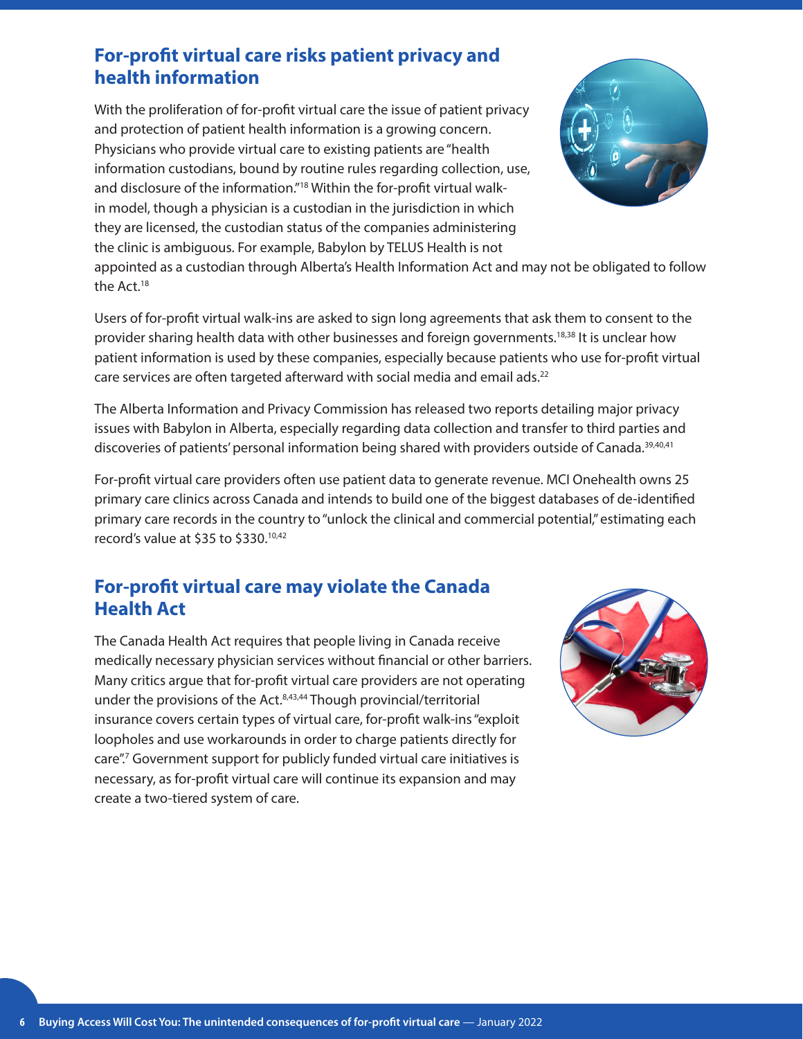## For-profit virtual care risks patient privacy and health information

With the proliferation of for-profit virtual care the issue of patient privacy and protection of patient health information is a growing concern. Physicians who provide virtual care to existing patients are "health information custodians, bound by routine rules regarding collection, use, and disclosure of the information."[18] Within the for-profit virtual walk-in model, though a physician is a custodian in the jurisdiction in which they are licensed, the custodian status of the companies administering the clinic is ambiguous. For example, Babylon by TELUS Health is not appointed as a custodian through Alberta's Health Information Act and may not be obligated to follow the Act.[18]

Users of for-profit virtual walk-ins are asked to sign long agreements that ask them to consent to the provider sharing health data with other businesses and foreign governments.[18,38] It is unclear how patient information is used by these companies, especially because patients who use for-profit virtual care services are often targeted afterward with social media and email ads.[22]

The Alberta Information and Privacy Commission has released two reports detailing major privacy issues with Babylon in Alberta, especially regarding data collection and transfer to third parties and discoveries of patients' personal information being shared with providers outside of Canada.[39,40,41]

For-profit virtual care providers often use patient data to generate revenue. MCI Onehealth owns 25 primary care clinics across Canada and intends to build one of the biggest databases of de-identified primary care records in the country to "unlock the clinical and commercial potential," estimating each record's value at $35 to $330.[10,42]

## For-profit virtual care may violate the Canada Health Act

The Canada Health Act requires that people living in Canada receive medically necessary physician services without financial or other barriers. Many critics argue that for-profit virtual care providers are not operating under the provisions of the Act.[8,43,44] Though provincial/territorial insurance covers certain types of virtual care, for-profit walk-ins "exploit loopholes and use workarounds in order to charge patients directly for care".[7] Government support for publicly funded virtual care initiatives is necessary, as for-profit virtual care will continue its expansion and may create a two-tiered system of care.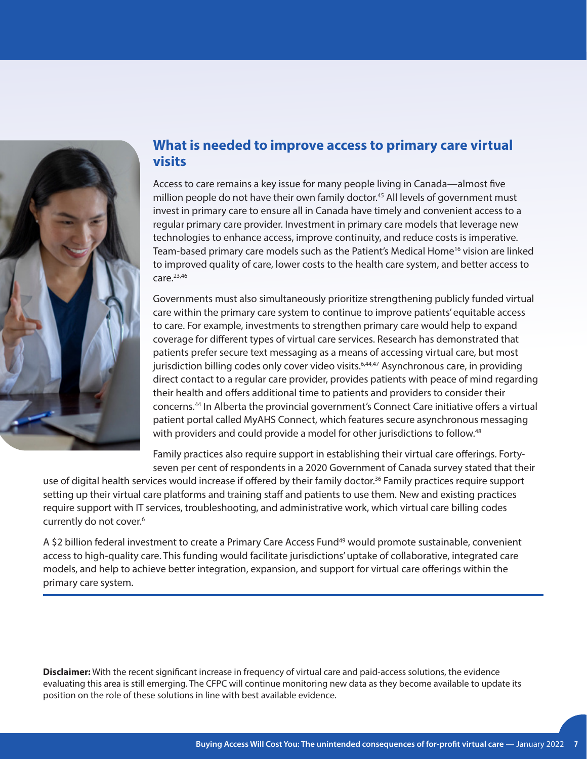## What is needed to improve access to primary care virtual visits

Access to care remains a key issue for many people living in Canada—almost five million people do not have their own family doctor.[45] All levels of government must invest in primary care to ensure all in Canada have timely and convenient access to a regular primary care provider. Investment in primary care models that leverage new technologies to enhance access, improve continuity, and reduce costs is imperative. Team-based primary care models such as the Patient's Medical Home[16] vision are linked to improved quality of care, lower costs to the health care system, and better access to care.[23,46]

Governments must also simultaneously prioritize strengthening publicly funded virtual care within the primary care system to continue to improve patients' equitable access to care. For example, investments to strengthen primary care would help to expand coverage for different types of virtual care services. Research has demonstrated that patients prefer secure text messaging as a means of accessing virtual care, but most jurisdiction billing codes only cover video visits.[6,44,47] Asynchronous care, in providing direct contact to a regular care provider, provides patients with peace of mind regarding their health and offers additional time to patients and providers to consider their concerns.[44] In Alberta the provincial government's Connect Care initiative offers a virtual patient portal called MyAHS Connect, which features secure asynchronous messaging with providers and could provide a model for other jurisdictions to follow.[48]

Family practices also require support in establishing their virtual care offerings. Forty-seven per cent of respondents in a 2020 Government of Canada survey stated that their use of digital health services would increase if offered by their family doctor.[36] Family practices require support setting up their virtual care platforms and training staff and patients to use them. New and existing practices require support with IT services, troubleshooting, and administrative work, which virtual care billing codes currently do not cover.[6]

A $2 billion federal investment to create a Primary Care Access Fund[49] would promote sustainable, convenient access to high-quality care. This funding would facilitate jurisdictions' uptake of collaborative, integrated care models, and help to achieve better integration, expansion, and support for virtual care offerings within the primary care system.

---

**Disclaimer:** With the recent significant increase in frequency of virtual care and paid-access solutions, the evidence evaluating this area is still emerging. The CFPC will continue monitoring new data as they become available to update its position on the role of these solutions in line with best available evidence.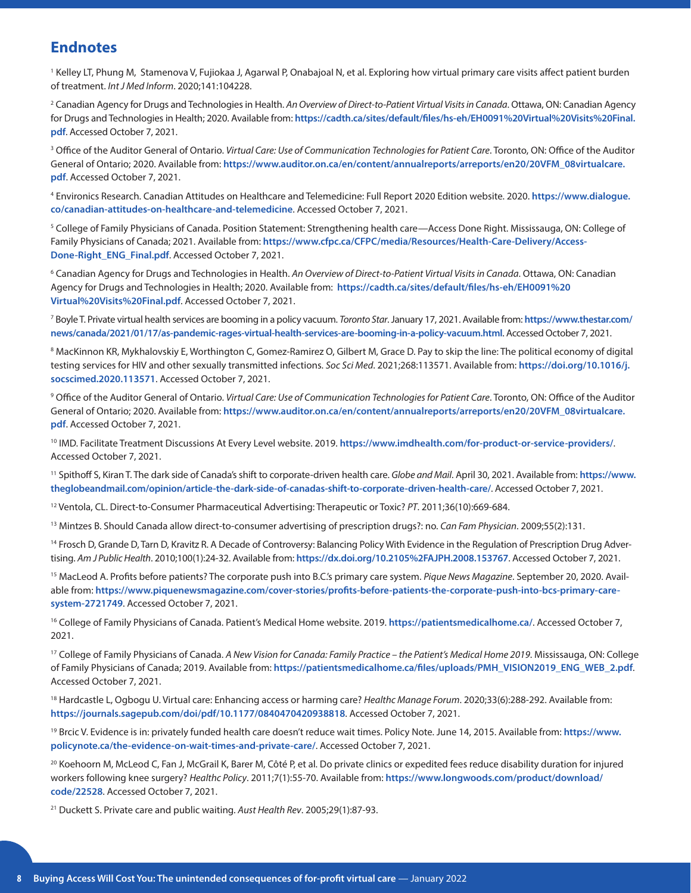## Endnotes

[1] Kelley LT, Phung M, Stamenova V, Fujiokaa J, Agarwal P, Onabajoal N, et al. Exploring how virtual primary care visits affect patient burden of treatment. *Int J Med Inform*. 2020;141:104228.

[2] Canadian Agency for Drugs and Technologies in Health. *An Overview of Direct-to-Patient Virtual Visits in Canada*. Ottawa, ON: Canadian Agency for Drugs and Technologies in Health; 2020. Available from: **https://cadth.ca/sites/default/files/hs-eh/EH0091%20Virtual%20Visits%20Final.pdf**. Accessed October 7, 2021.

[3] Office of the Auditor General of Ontario. *Virtual Care: Use of Communication Technologies for Patient Care*. Toronto, ON: Office of the Auditor General of Ontario; 2020. Available from: **https://www.auditor.on.ca/en/content/annualreports/arreports/en20/20VFM_08virtualcare.pdf**. Accessed October 7, 2021.

[4] Environics Research. Canadian Attitudes on Healthcare and Telemedicine: Full Report 2020 Edition website. 2020. **https://www.dialogue.co/canadian-attitudes-on-healthcare-and-telemedicine**. Accessed October 7, 2021.

[5] College of Family Physicians of Canada. Position Statement: Strengthening health care—Access Done Right. Mississauga, ON: College of Family Physicians of Canada; 2021. Available from: **https://www.cfpc.ca/CFPC/media/Resources/Health-Care-Delivery/Access-Done-Right_ENG_Final.pdf**. Accessed October 7, 2021.

[6] Canadian Agency for Drugs and Technologies in Health. *An Overview of Direct-to-Patient Virtual Visits in Canada*. Ottawa, ON: Canadian Agency for Drugs and Technologies in Health; 2020. Available from: **https://cadth.ca/sites/default/files/hs-eh/EH0091%20Virtual%20Visits%20Final.pdf**. Accessed October 7, 2021.

[7] Boyle T. Private virtual health services are booming in a policy vacuum. *Toronto Star*. January 17, 2021. Available from: **https://www.thestar.com/news/canada/2021/01/17/as-pandemic-rages-virtual-health-services-are-booming-in-a-policy-vacuum.html**. Accessed October 7, 2021.

[8] MacKinnon KR, Mykhalovskiy E, Worthington C, Gomez-Ramirez O, Gilbert M, Grace D. Pay to skip the line: The political economy of digital testing services for HIV and other sexually transmitted infections. *Soc Sci Med*. 2021;268:113571. Available from: **https://doi.org/10.1016/j.socscimed.2020.113571**. Accessed October 7, 2021.

[9] Office of the Auditor General of Ontario. *Virtual Care: Use of Communication Technologies for Patient Care*. Toronto, ON: Office of the Auditor General of Ontario; 2020. Available from: **https://www.auditor.on.ca/en/content/annualreports/arreports/en20/20VFM_08virtualcare.pdf**. Accessed October 7, 2021.

[10] IMD. Facilitate Treatment Discussions At Every Level website. 2019. **https://www.imdhealth.com/for-product-or-service-providers/**. Accessed October 7, 2021.

[11] Spithoff S, Kiran T. The dark side of Canada's shift to corporate-driven health care. *Globe and Mail*. April 30, 2021. Available from: **https://www.theglobeandmail.com/opinion/article-the-dark-side-of-canadas-shift-to-corporate-driven-health-care/**. Accessed October 7, 2021.

[12] Ventola, CL. Direct-to-Consumer Pharmaceutical Advertising: Therapeutic or Toxic? *PT*. 2011;36(10):669-684.

[13] Mintzes B. Should Canada allow direct-to-consumer advertising of prescription drugs?: no. *Can Fam Physician*. 2009;55(2):131.

[14] Frosch D, Grande D, Tarn D, Kravitz R. A Decade of Controversy: Balancing Policy With Evidence in the Regulation of Prescription Drug Advertising. *Am J Public Health*. 2010;100(1):24-32. Available from: **https://dx.doi.org/10.2105%2FAJPH.2008.153767**. Accessed October 7, 2021.

[15] MacLeod A. Profits before patients? The corporate push into B.C.'s primary care system. *Pique News Magazine*. September 20, 2020. Available from: **https://www.piquenewsmagazine.com/cover-stories/profits-before-patients-the-corporate-push-into-bcs-primary-care-system-2721749**. Accessed October 7, 2021.

[16] College of Family Physicians of Canada. Patient's Medical Home website. 2019. **https://patientsmedicalhome.ca/**. Accessed October 7, 2021.

[17] College of Family Physicians of Canada. *A New Vision for Canada: Family Practice – the Patient's Medical Home 2019*. Mississauga, ON: College of Family Physicians of Canada; 2019. Available from: **https://patientsmedicalhome.ca/files/uploads/PMH_VISION2019_ENG_WEB_2.pdf**. Accessed October 7, 2021.

[18] Hardcastle L, Ogbogu U. Virtual care: Enhancing access or harming care? *Healthc Manage Forum*. 2020;33(6):288-292. Available from: **https://journals.sagepub.com/doi/pdf/10.1177/0840470420938818**. Accessed October 7, 2021.

[19] Brcic V. Evidence is in: privately funded health care doesn't reduce wait times. Policy Note. June 14, 2015. Available from: **https://www.policynote.ca/the-evidence-on-wait-times-and-private-care/**. Accessed October 7, 2021.

[20] Koehoorn M, McLeod C, Fan J, McGrail K, Barer M, Côté P, et al. Do private clinics or expedited fees reduce disability duration for injured workers following knee surgery? *Healthc Policy*. 2011;7(1):55-70. Available from: **https://www.longwoods.com/product/download/code/22528**. Accessed October 7, 2021.

[21] Duckett S. Private care and public waiting. *Aust Health Rev*. 2005;29(1):87-93.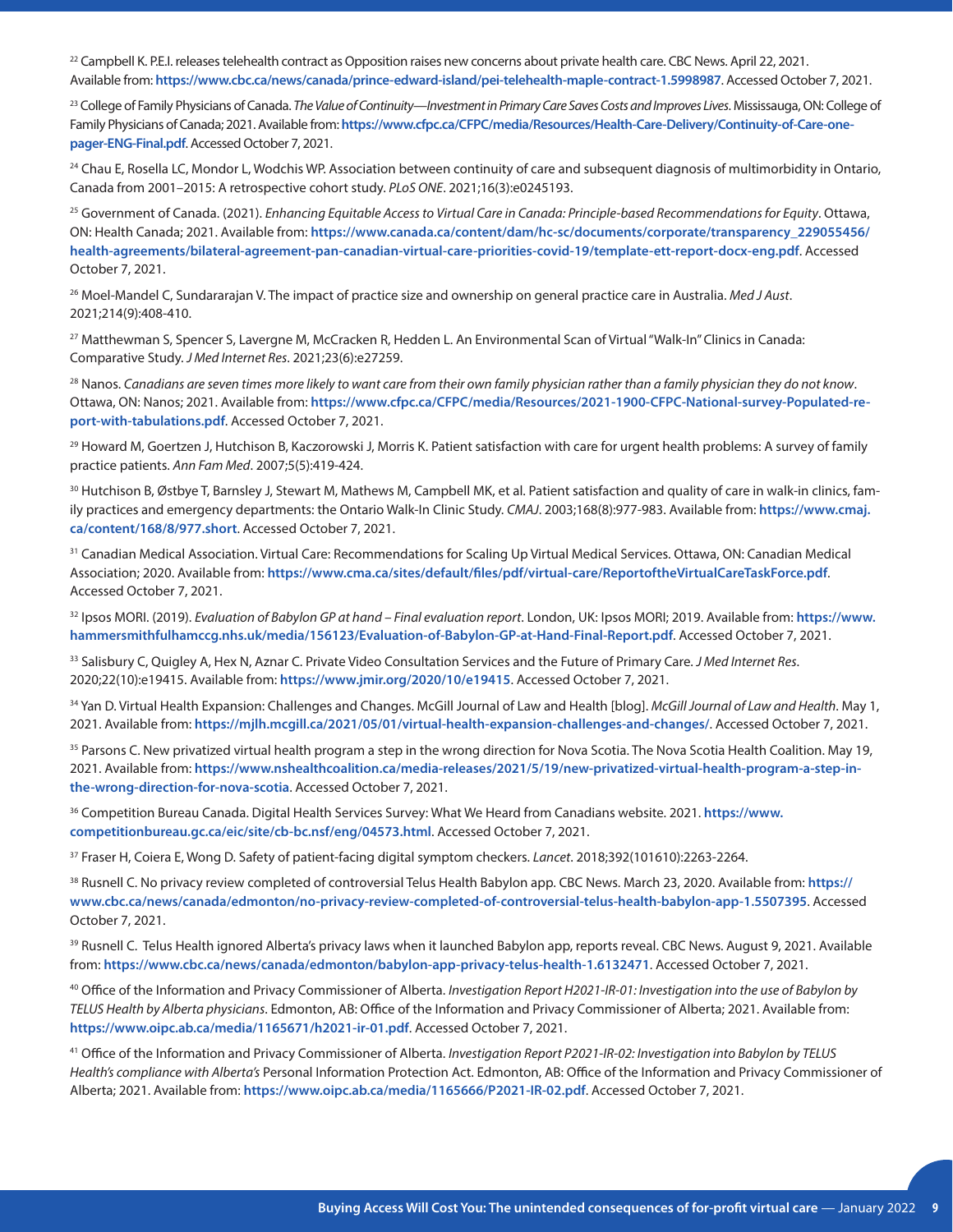[22] Campbell K. P.E.I. releases telehealth contract as Opposition raises new concerns about private health care. CBC News. April 22, 2021. Available from: **https://www.cbc.ca/news/canada/prince-edward-island/pei-telehealth-maple-contract-1.5998987**. Accessed October 7, 2021.

[23] College of Family Physicians of Canada. *The Value of Continuity—Investment in Primary Care Saves Costs and Improves Lives*. Mississauga, ON: College of Family Physicians of Canada; 2021. Available from: **https://www.cfpc.ca/CFPC/media/Resources/Health-Care-Delivery/Continuity-of-Care-one-pager-ENG-Final.pdf**. Accessed October 7, 2021.

[24] Chau E, Rosella LC, Mondor L, Wodchis WP. Association between continuity of care and subsequent diagnosis of multimorbidity in Ontario, Canada from 2001–2015: A retrospective cohort study. *PLoS ONE*. 2021;16(3):e0245193.

[25] Government of Canada. (2021). *Enhancing Equitable Access to Virtual Care in Canada: Principle-based Recommendations for Equity*. Ottawa, ON: Health Canada; 2021. Available from: **https://www.canada.ca/content/dam/hc-sc/documents/corporate/transparency_229055456/health-agreements/bilateral-agreement-pan-canadian-virtual-care-priorities-covid-19/template-ett-report-docx-eng.pdf**. Accessed October 7, 2021.

[26] Moel-Mandel C, Sundararajan V. The impact of practice size and ownership on general practice care in Australia. *Med J Aust*. 2021;214(9):408-410.

[27] Matthewman S, Spencer S, Lavergne M, McCracken R, Hedden L. An Environmental Scan of Virtual "Walk-In" Clinics in Canada: Comparative Study. *J Med Internet Res*. 2021;23(6):e27259.

[28] Nanos. *Canadians are seven times more likely to want care from their own family physician rather than a family physician they do not know*. Ottawa, ON: Nanos; 2021. Available from: **https://www.cfpc.ca/CFPC/media/Resources/2021-1900-CFPC-National-survey-Populated-report-with-tabulations.pdf**. Accessed October 7, 2021.

[29] Howard M, Goertzen J, Hutchison B, Kaczorowski J, Morris K. Patient satisfaction with care for urgent health problems: A survey of family practice patients. *Ann Fam Med*. 2007;5(5):419-424.

[30] Hutchison B, Østbye T, Barnsley J, Stewart M, Mathews M, Campbell MK, et al. Patient satisfaction and quality of care in walk-in clinics, family practices and emergency departments: the Ontario Walk-In Clinic Study. *CMAJ*. 2003;168(8):977-983. Available from: **https://www.cmaj.ca/content/168/8/977.short**. Accessed October 7, 2021.

[31] Canadian Medical Association. Virtual Care: Recommendations for Scaling Up Virtual Medical Services. Ottawa, ON: Canadian Medical Association; 2020. Available from: **https://www.cma.ca/sites/default/files/pdf/virtual-care/ReportoftheVirtualCareTaskForce.pdf**. Accessed October 7, 2021.

[32] Ipsos MORI. (2019). *Evaluation of Babylon GP at hand – Final evaluation report*. London, UK: Ipsos MORI; 2019. Available from: **https://www.hammersmithfulhamccg.nhs.uk/media/156123/Evaluation-of-Babylon-GP-at-Hand-Final-Report.pdf**. Accessed October 7, 2021.

[33] Salisbury C, Quigley A, Hex N, Aznar C. Private Video Consultation Services and the Future of Primary Care. *J Med Internet Res*. 2020;22(10):e19415. Available from: **https://www.jmir.org/2020/10/e19415**. Accessed October 7, 2021.

[34] Yan D. Virtual Health Expansion: Challenges and Changes. McGill Journal of Law and Health [blog]. *McGill Journal of Law and Health*. May 1, 2021. Available from: **https://mjlh.mcgill.ca/2021/05/01/virtual-health-expansion-challenges-and-changes/**. Accessed October 7, 2021.

[35] Parsons C. New privatized virtual health program a step in the wrong direction for Nova Scotia. The Nova Scotia Health Coalition. May 19, 2021. Available from: **https://www.nshealthcoalition.ca/media-releases/2021/5/19/new-privatized-virtual-health-program-a-step-in-the-wrong-direction-for-nova-scotia**. Accessed October 7, 2021.

[36] Competition Bureau Canada. Digital Health Services Survey: What We Heard from Canadians website. 2021. **https://www.competitionbureau.gc.ca/eic/site/cb-bc.nsf/eng/04573.html**. Accessed October 7, 2021.

[37] Fraser H, Coiera E, Wong D. Safety of patient-facing digital symptom checkers. *Lancet*. 2018;392(101610):2263-2264.

[38] Rusnell C. No privacy review completed of controversial Telus Health Babylon app. CBC News. March 23, 2020. Available from: **https://www.cbc.ca/news/canada/edmonton/no-privacy-review-completed-of-controversial-telus-health-babylon-app-1.5507395**. Accessed October 7, 2021.

[39] Rusnell C. Telus Health ignored Alberta's privacy laws when it launched Babylon app, reports reveal. CBC News. August 9, 2021. Available from: **https://www.cbc.ca/news/canada/edmonton/babylon-app-privacy-telus-health-1.6132471**. Accessed October 7, 2021.

[40] Office of the Information and Privacy Commissioner of Alberta. *Investigation Report H2021-IR-01: Investigation into the use of Babylon by TELUS Health by Alberta physicians*. Edmonton, AB: Office of the Information and Privacy Commissioner of Alberta; 2021. Available from: **https://www.oipc.ab.ca/media/1165671/h2021-ir-01.pdf**. Accessed October 7, 2021.

[41] Office of the Information and Privacy Commissioner of Alberta. *Investigation Report P2021-IR-02: Investigation into Babylon by TELUS Health's compliance with Alberta's* Personal Information Protection Act. Edmonton, AB: Office of the Information and Privacy Commissioner of Alberta; 2021. Available from: **https://www.oipc.ab.ca/media/1165666/P2021-IR-02.pdf**. Accessed October 7, 2021.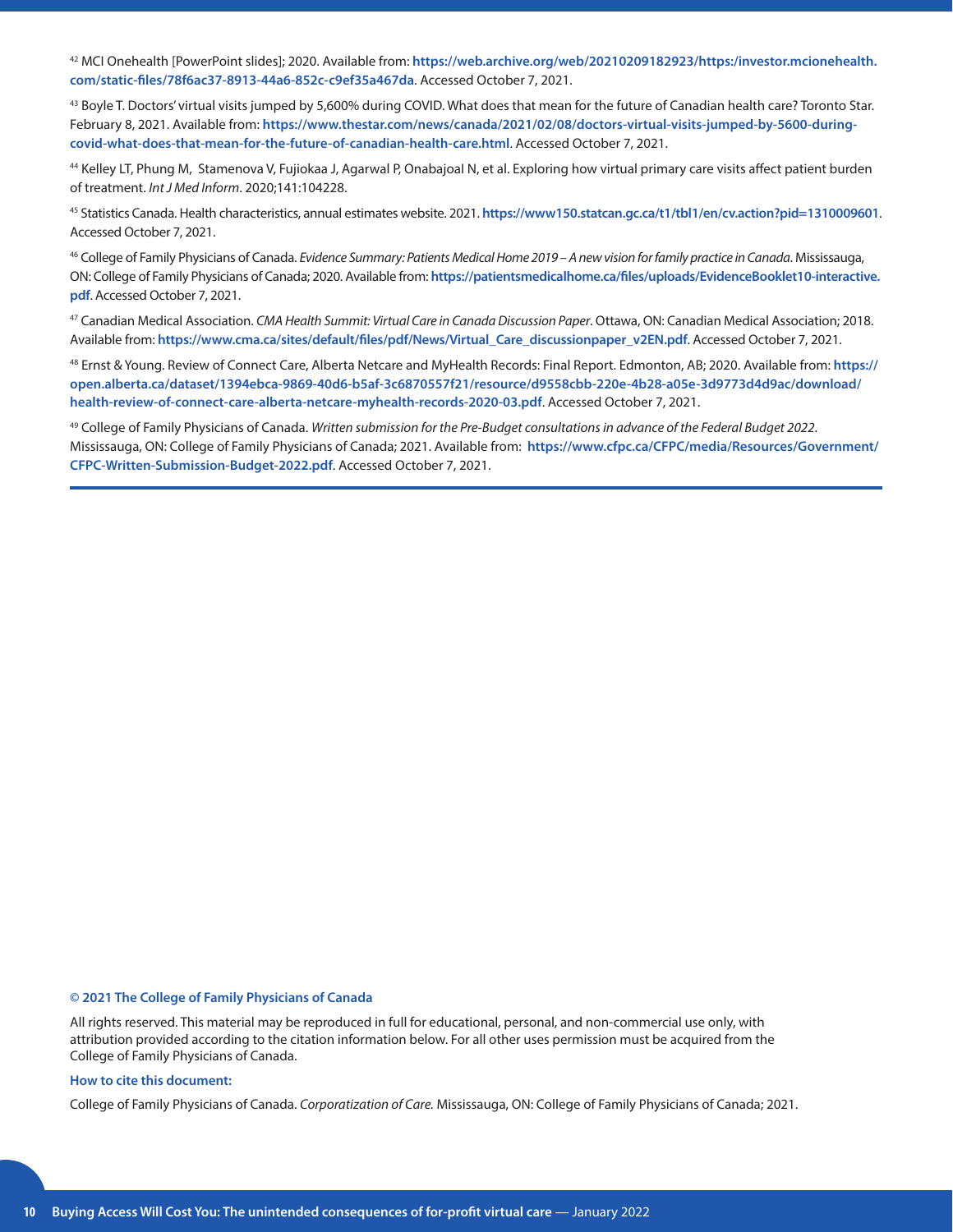[42] MCI Onehealth [PowerPoint slides]; 2020. Available from: **https://web.archive.org/web/20210209182923/https:/investor.mcionehealth.com/static-files/78f6ac37-8913-44a6-852c-c9ef35a467da**. Accessed October 7, 2021.

[43] Boyle T. Doctors' virtual visits jumped by 5,600% during COVID. What does that mean for the future of Canadian health care? Toronto Star. February 8, 2021. Available from: **https://www.thestar.com/news/canada/2021/02/08/doctors-virtual-visits-jumped-by-5600-during-covid-what-does-that-mean-for-the-future-of-canadian-health-care.html**. Accessed October 7, 2021.

[44] Kelley LT, Phung M, Stamenova V, Fujiokaa J, Agarwal P, Onabajoal N, et al. Exploring how virtual primary care visits affect patient burden of treatment. *Int J Med Inform*. 2020;141:104228.

[45] Statistics Canada. Health characteristics, annual estimates website. 2021. **https://www150.statcan.gc.ca/t1/tbl1/en/cv.action?pid=1310009601**. Accessed October 7, 2021.

[46] College of Family Physicians of Canada. *Evidence Summary: Patients Medical Home 2019 – A new vision for family practice in Canada*. Mississauga, ON: College of Family Physicians of Canada; 2020. Available from: **https://patientsmedicalhome.ca/files/uploads/EvidenceBooklet10-interactive.pdf**. Accessed October 7, 2021.

[47] Canadian Medical Association. *CMA Health Summit: Virtual Care in Canada Discussion Paper*. Ottawa, ON: Canadian Medical Association; 2018. Available from: **https://www.cma.ca/sites/default/files/pdf/News/Virtual_Care_discussionpaper_v2EN.pdf**. Accessed October 7, 2021.

[48] Ernst & Young. Review of Connect Care, Alberta Netcare and MyHealth Records: Final Report. Edmonton, AB; 2020. Available from: **https://open.alberta.ca/dataset/1394ebca-9869-40d6-b5af-3c6870557f21/resource/d9558cbb-220e-4b28-a05e-3d9773d4d9ac/download/health-review-of-connect-care-alberta-netcare-myhealth-records-2020-03.pdf**. Accessed October 7, 2021.

[49] College of Family Physicians of Canada. *Written submission for the Pre-Budget consultations in advance of the Federal Budget 2022*. Mississauga, ON: College of Family Physicians of Canada; 2021. Available from: **https://www.cfpc.ca/CFPC/media/Resources/Government/CFPC-Written-Submission-Budget-2022.pdf**. Accessed October 7, 2021.

**© 2021 The College of Family Physicians of Canada**

All rights reserved. This material may be reproduced in full for educational, personal, and non-commercial use only, with attribution provided according to the citation information below. For all other uses permission must be acquired from the College of Family Physicians of Canada.

**How to cite this document:**

College of Family Physicians of Canada. *Corporatization of Care.* Mississauga, ON: College of Family Physicians of Canada; 2021.